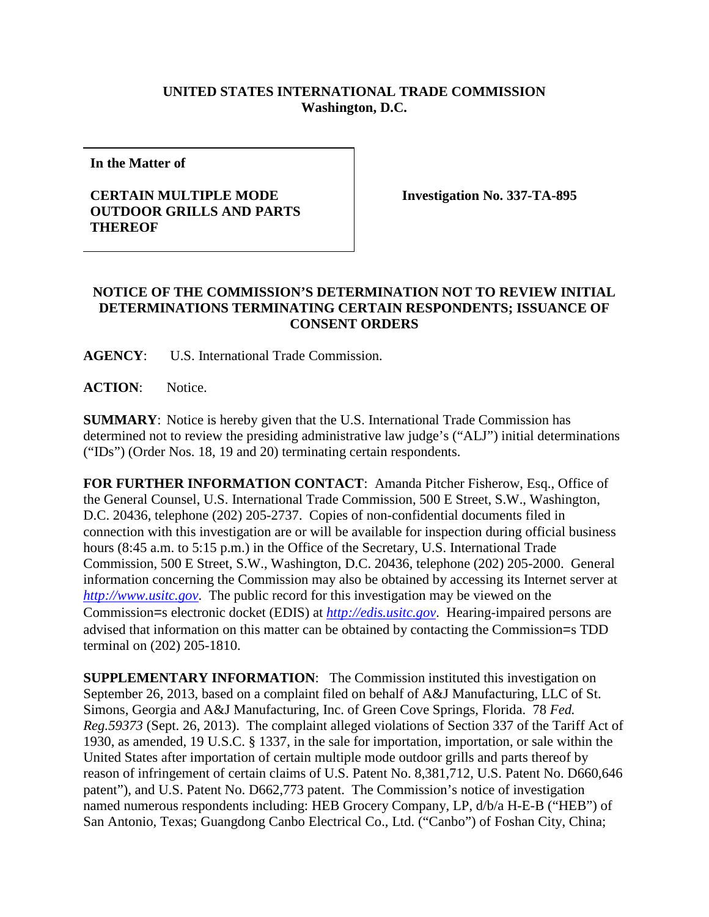**UNITED STATES INTERNATIONAL TRADE COMMISSION**
**Washington, D.C.**

| **In the Matter of** **CERTAIN MULTIPLE MODE OUTDOOR GRILLS AND PARTS THEREOF** | **Investigation No. 337-TA-895** |
|---|---|

**NOTICE OF THE COMMISSION'S DETERMINATION NOT TO REVIEW INITIAL DETERMINATIONS TERMINATING CERTAIN RESPONDENTS; ISSUANCE OF CONSENT ORDERS**

**AGENCY**: U.S. International Trade Commission.

**ACTION**: Notice.

**SUMMARY**: Notice is hereby given that the U.S. International Trade Commission has determined not to review the presiding administrative law judge's ("ALJ") initial determinations ("IDs") (Order Nos. 18, 19 and 20) terminating certain respondents.

**FOR FURTHER INFORMATION CONTACT**: Amanda Pitcher Fisherow, Esq., Office of the General Counsel, U.S. International Trade Commission, 500 E Street, S.W., Washington, D.C. 20436, telephone (202) 205-2737. Copies of non-confidential documents filed in connection with this investigation are or will be available for inspection during official business hours (8:45 a.m. to 5:15 p.m.) in the Office of the Secretary, U.S. International Trade Commission, 500 E Street, S.W., Washington, D.C. 20436, telephone (202) 205-2000. General information concerning the Commission may also be obtained by accessing its Internet server at *http://www.usitc.gov*. The public record for this investigation may be viewed on the Commission=s electronic docket (EDIS) at *http://edis.usitc.gov*. Hearing-impaired persons are advised that information on this matter can be obtained by contacting the Commission=s TDD terminal on (202) 205-1810.

**SUPPLEMENTARY INFORMATION**: The Commission instituted this investigation on September 26, 2013, based on a complaint filed on behalf of A&J Manufacturing, LLC of St. Simons, Georgia and A&J Manufacturing, Inc. of Green Cove Springs, Florida. 78 *Fed. Reg.59373* (Sept. 26, 2013). The complaint alleged violations of Section 337 of the Tariff Act of 1930, as amended, 19 U.S.C. § 1337, in the sale for importation, importation, or sale within the United States after importation of certain multiple mode outdoor grills and parts thereof by reason of infringement of certain claims of U.S. Patent No. 8,381,712, U.S. Patent No. D660,646 patent"), and U.S. Patent No. D662,773 patent. The Commission's notice of investigation named numerous respondents including: HEB Grocery Company, LP, d/b/a H-E-B ("HEB") of San Antonio, Texas; Guangdong Canbo Electrical Co., Ltd. ("Canbo") of Foshan City, China;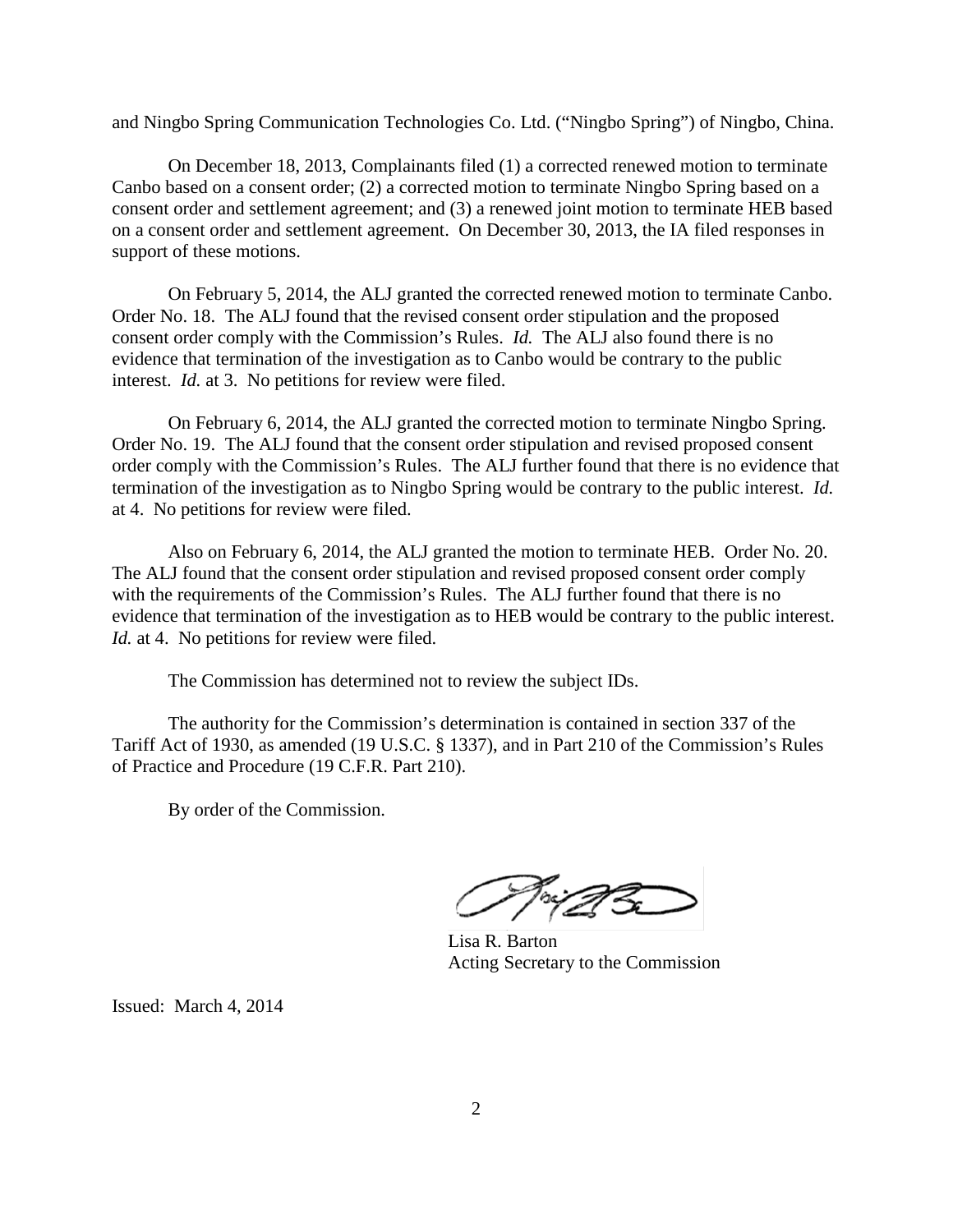and Ningbo Spring Communication Technologies Co. Ltd. ("Ningbo Spring") of Ningbo, China.

On December 18, 2013, Complainants filed (1) a corrected renewed motion to terminate Canbo based on a consent order; (2) a corrected motion to terminate Ningbo Spring based on a consent order and settlement agreement; and (3) a renewed joint motion to terminate HEB based on a consent order and settlement agreement. On December 30, 2013, the IA filed responses in support of these motions.

On February 5, 2014, the ALJ granted the corrected renewed motion to terminate Canbo. Order No. 18. The ALJ found that the revised consent order stipulation and the proposed consent order comply with the Commission's Rules. *Id.* The ALJ also found there is no evidence that termination of the investigation as to Canbo would be contrary to the public interest. *Id.* at 3. No petitions for review were filed.

On February 6, 2014, the ALJ granted the corrected motion to terminate Ningbo Spring. Order No. 19. The ALJ found that the consent order stipulation and revised proposed consent order comply with the Commission's Rules. The ALJ further found that there is no evidence that termination of the investigation as to Ningbo Spring would be contrary to the public interest. *Id.* at 4. No petitions for review were filed.

Also on February 6, 2014, the ALJ granted the motion to terminate HEB. Order No. 20. The ALJ found that the consent order stipulation and revised proposed consent order comply with the requirements of the Commission's Rules. The ALJ further found that there is no evidence that termination of the investigation as to HEB would be contrary to the public interest. *Id.* at 4. No petitions for review were filed.

The Commission has determined not to review the subject IDs.

The authority for the Commission's determination is contained in section 337 of the Tariff Act of 1930, as amended (19 U.S.C. § 1337), and in Part 210 of the Commission's Rules of Practice and Procedure (19 C.F.R. Part 210).

By order of the Commission.

Lisa R. Barton
Acting Secretary to the Commission

Issued: March 4, 2014